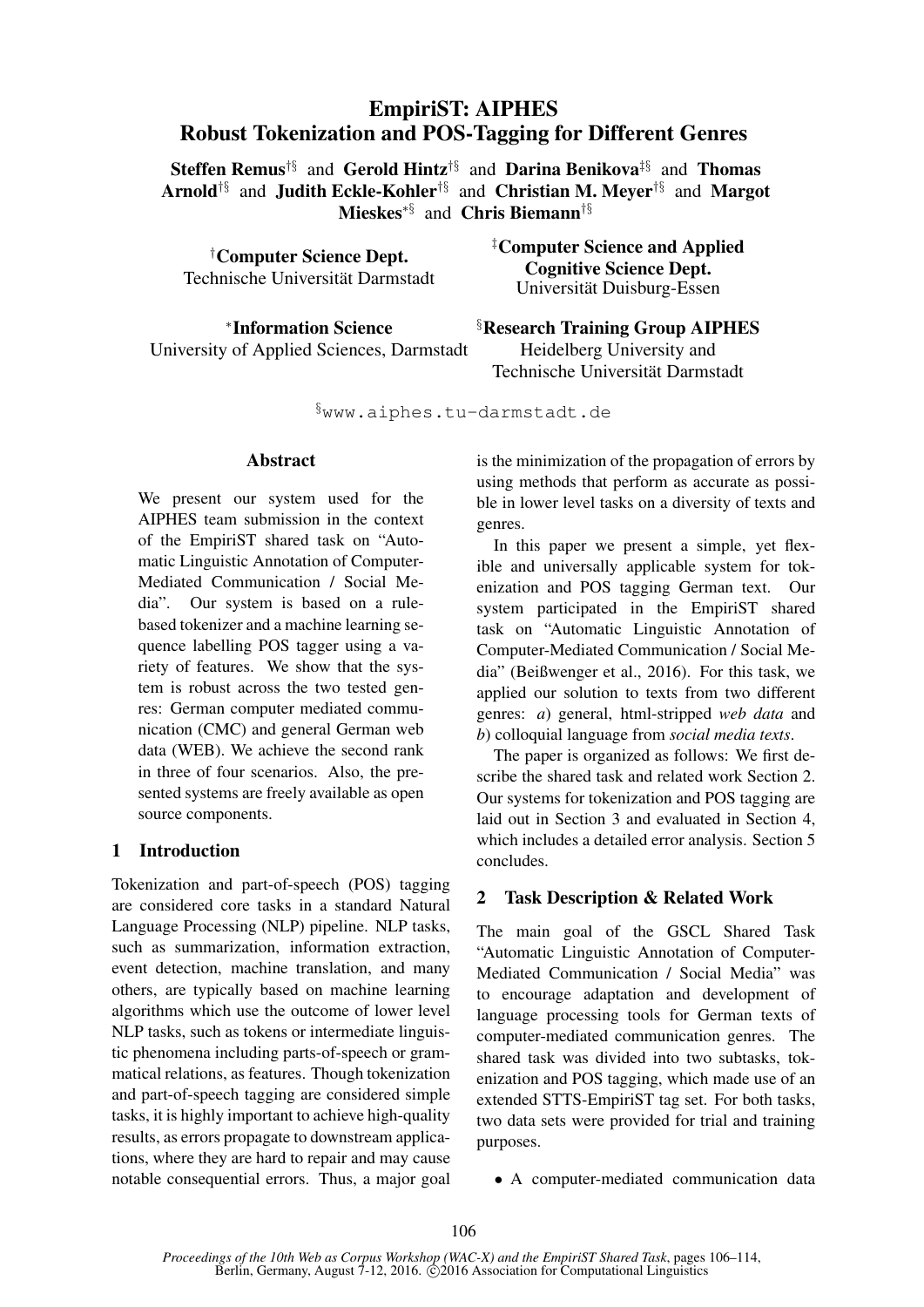# EmpiriST: AIPHES
# Robust Tokenization and POS-Tagging for Different Genres

**Steffen Remus**[†§] and **Gerold Hintz**[†§] and **Darina Benikova**[‡§] and **Thomas Arnold**[†§] and **Judith Eckle-Kohler**[†§] and **Christian M. Meyer**[†§] and **Margot Mieskes**[*§] and **Chris Biemann**[†§]

[†]**Computer Science Dept.**
Technische Universität Darmstadt

[‡]**Computer Science and Applied Cognitive Science Dept.**
Universität Duisburg-Essen

[*]**Information Science**
University of Applied Sciences, Darmstadt

[§]**Research Training Group AIPHES**
Heidelberg University and
Technische Universität Darmstadt

[§]www.aiphes.tu-darmstadt.de

## Abstract

We present our system used for the AIPHES team submission in the context of the EmpiriST shared task on "Automatic Linguistic Annotation of Computer-Mediated Communication / Social Media". Our system is based on a rule-based tokenizer and a machine learning sequence labelling POS tagger using a variety of features. We show that the system is robust across the two tested genres: German computer mediated communication (CMC) and general German web data (WEB). We achieve the second rank in three of four scenarios. Also, the presented systems are freely available as open source components.

## 1 Introduction

Tokenization and part-of-speech (POS) tagging are considered core tasks in a standard Natural Language Processing (NLP) pipeline. NLP tasks, such as summarization, information extraction, event detection, machine translation, and many others, are typically based on machine learning algorithms which use the outcome of lower level NLP tasks, such as tokens or intermediate linguistic phenomena including parts-of-speech or grammatical relations, as features. Though tokenization and part-of-speech tagging are considered simple tasks, it is highly important to achieve high-quality results, as errors propagate to downstream applications, where they are hard to repair and may cause notable consequential errors. Thus, a major goal is the minimization of the propagation of errors by using methods that perform as accurate as possible in lower level tasks on a diversity of texts and genres.

In this paper we present a simple, yet flexible and universally applicable system for tokenization and POS tagging German text. Our system participated in the EmpiriST shared task on "Automatic Linguistic Annotation of Computer-Mediated Communication / Social Media" (Beißwenger et al., 2016). For this task, we applied our solution to texts from two different genres: *a*) general, html-stripped *web data* and *b*) colloquial language from *social media texts*.

The paper is organized as follows: We first describe the shared task and related work Section 2. Our systems for tokenization and POS tagging are laid out in Section 3 and evaluated in Section 4, which includes a detailed error analysis. Section 5 concludes.

## 2 Task Description & Related Work

The main goal of the GSCL Shared Task "Automatic Linguistic Annotation of Computer-Mediated Communication / Social Media" was to encourage adaptation and development of language processing tools for German texts of computer-mediated communication genres. The shared task was divided into two subtasks, tokenization and POS tagging, which made use of an extended STTS-EmpiriST tag set. For both tasks, two data sets were provided for trial and training purposes.

- A computer-mediated communication data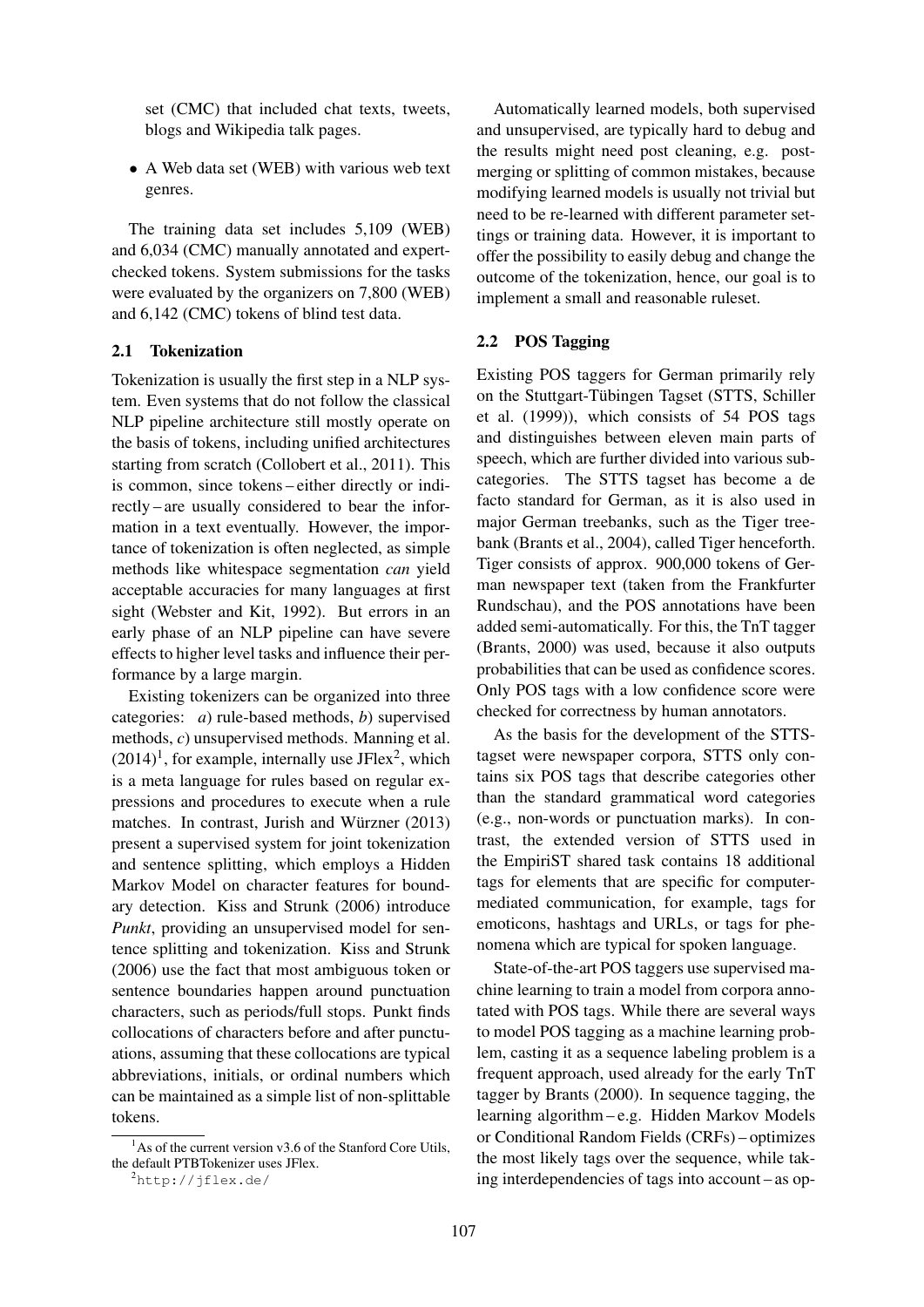set (CMC) that included chat texts, tweets, blogs and Wikipedia talk pages.

- A Web data set (WEB) with various web text genres.

The training data set includes 5,109 (WEB) and 6,034 (CMC) manually annotated and expert-checked tokens. System submissions for the tasks were evaluated by the organizers on 7,800 (WEB) and 6,142 (CMC) tokens of blind test data.

### 2.1 Tokenization

Tokenization is usually the first step in a NLP system. Even systems that do not follow the classical NLP pipeline architecture still mostly operate on the basis of tokens, including unified architectures starting from scratch (Collobert et al., 2011). This is common, since tokens – either directly or indirectly – are usually considered to bear the information in a text eventually. However, the importance of tokenization is often neglected, as simple methods like whitespace segmentation *can* yield acceptable accuracies for many languages at first sight (Webster and Kit, 1992). But errors in an early phase of an NLP pipeline can have severe effects to higher level tasks and influence their performance by a large margin.

Existing tokenizers can be organized into three categories: *a*) rule-based methods, *b*) supervised methods, *c*) unsupervised methods. Manning et al. (2014)[1], for example, internally use JFlex[2], which is a meta language for rules based on regular expressions and procedures to execute when a rule matches. In contrast, Jurish and Würzner (2013) present a supervised system for joint tokenization and sentence splitting, which employs a Hidden Markov Model on character features for boundary detection. Kiss and Strunk (2006) introduce *Punkt*, providing an unsupervised model for sentence splitting and tokenization. Kiss and Strunk (2006) use the fact that most ambiguous token or sentence boundaries happen around punctuation characters, such as periods/full stops. Punkt finds collocations of characters before and after punctuations, assuming that these collocations are typical abbreviations, initials, or ordinal numbers which can be maintained as a simple list of non-splittable tokens.

Automatically learned models, both supervised and unsupervised, are typically hard to debug and the results might need post cleaning, e.g. post-merging or splitting of common mistakes, because modifying learned models is usually not trivial but need to be re-learned with different parameter settings or training data. However, it is important to offer the possibility to easily debug and change the outcome of the tokenization, hence, our goal is to implement a small and reasonable ruleset.

### 2.2 POS Tagging

Existing POS taggers for German primarily rely on the Stuttgart-Tübingen Tagset (STTS, Schiller et al. (1999)), which consists of 54 POS tags and distinguishes between eleven main parts of speech, which are further divided into various subcategories. The STTS tagset has become a de facto standard for German, as it is also used in major German treebanks, such as the Tiger treebank (Brants et al., 2004), called Tiger henceforth. Tiger consists of approx. 900,000 tokens of German newspaper text (taken from the Frankfurter Rundschau), and the POS annotations have been added semi-automatically. For this, the TnT tagger (Brants, 2000) was used, because it also outputs probabilities that can be used as confidence scores. Only POS tags with a low confidence score were checked for correctness by human annotators.

As the basis for the development of the STTS-tagset were newspaper corpora, STTS only contains six POS tags that describe categories other than the standard grammatical word categories (e.g., non-words or punctuation marks). In contrast, the extended version of STTS used in the EmpiriST shared task contains 18 additional tags for elements that are specific for computer-mediated communication, for example, tags for emoticons, hashtags and URLs, or tags for phenomena which are typical for spoken language.

State-of-the-art POS taggers use supervised machine learning to train a model from corpora annotated with POS tags. While there are several ways to model POS tagging as a machine learning problem, casting it as a sequence labeling problem is a frequent approach, used already for the early TnT tagger by Brants (2000). In sequence tagging, the learning algorithm – e.g. Hidden Markov Models or Conditional Random Fields (CRFs) – optimizes the most likely tags over the sequence, while taking interdependencies of tags into account – as op-

---

[1] As of the current version v3.6 of the Stanford Core Utils, the default PTBTokenizer uses JFlex.

[2] http://jflex.de/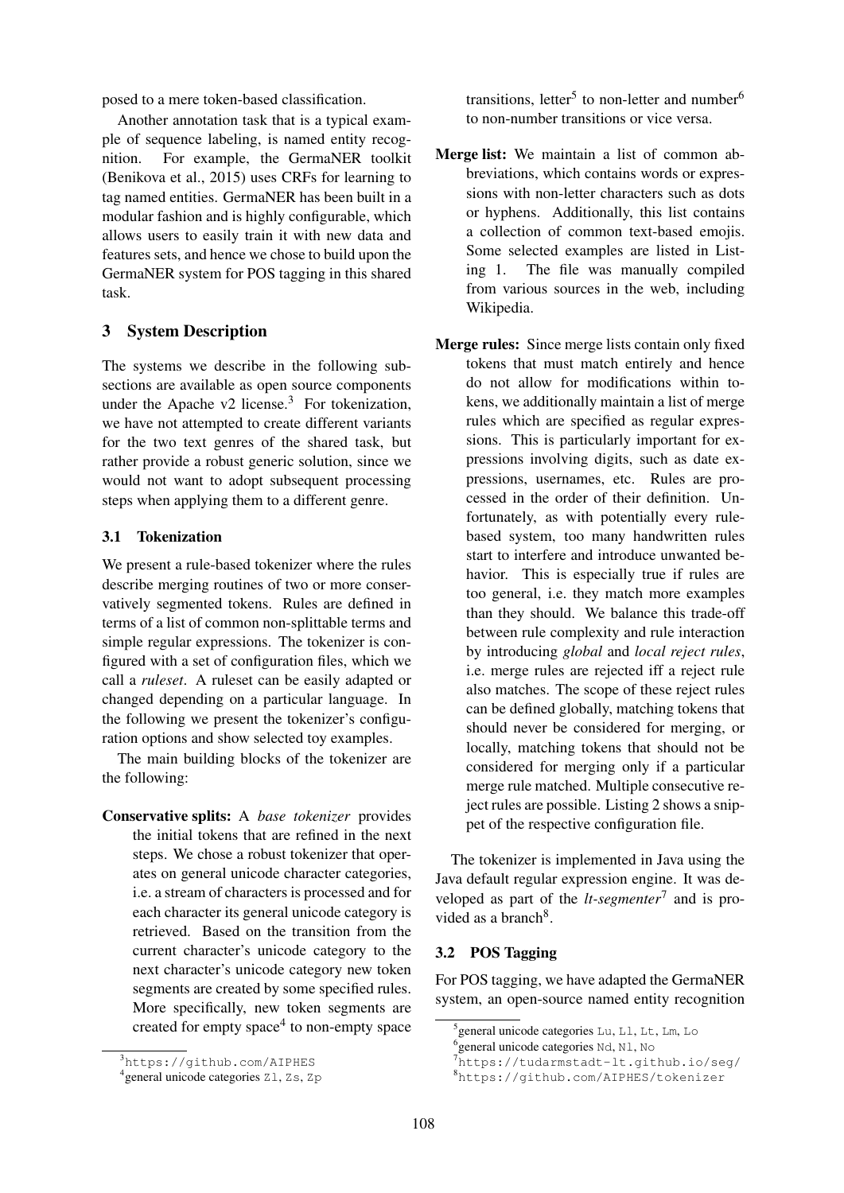posed to a mere token-based classification.

Another annotation task that is a typical example of sequence labeling, is named entity recognition. For example, the GermaNER toolkit (Benikova et al., 2015) uses CRFs for learning to tag named entities. GermaNER has been built in a modular fashion and is highly configurable, which allows users to easily train it with new data and features sets, and hence we chose to build upon the GermaNER system for POS tagging in this shared task.

## 3 System Description

The systems we describe in the following subsections are available as open source components under the Apache v2 license.[3] For tokenization, we have not attempted to create different variants for the two text genres of the shared task, but rather provide a robust generic solution, since we would not want to adopt subsequent processing steps when applying them to a different genre.

### 3.1 Tokenization

We present a rule-based tokenizer where the rules describe merging routines of two or more conservatively segmented tokens. Rules are defined in terms of a list of common non-splittable terms and simple regular expressions. The tokenizer is configured with a set of configuration files, which we call a *ruleset*. A ruleset can be easily adapted or changed depending on a particular language. In the following we present the tokenizer's configuration options and show selected toy examples.

The main building blocks of the tokenizer are the following:

**Conservative splits:** A *base tokenizer* provides the initial tokens that are refined in the next steps. We chose a robust tokenizer that operates on general unicode character categories, i.e. a stream of characters is processed and for each character its general unicode category is retrieved. Based on the transition from the current character's unicode category to the next character's unicode category new token segments are created by some specified rules. More specifically, new token segments are created for empty space[4] to non-empty space transitions, letter[5] to non-letter and number[6] to non-number transitions or vice versa.

**Merge list:** We maintain a list of common abbreviations, which contains words or expressions with non-letter characters such as dots or hyphens. Additionally, this list contains a collection of common text-based emojis. Some selected examples are listed in Listing 1. The file was manually compiled from various sources in the web, including Wikipedia.

**Merge rules:** Since merge lists contain only fixed tokens that must match entirely and hence do not allow for modifications within tokens, we additionally maintain a list of merge rules which are specified as regular expressions. This is particularly important for expressions involving digits, such as date expressions, usernames, etc. Rules are processed in the order of their definition. Unfortunately, as with potentially every rule-based system, too many handwritten rules start to interfere and introduce unwanted behavior. This is especially true if rules are too general, i.e. they match more examples than they should. We balance this trade-off between rule complexity and rule interaction by introducing *global* and *local reject rules*, i.e. merge rules are rejected iff a reject rule also matches. The scope of these reject rules can be defined globally, matching tokens that should never be considered for merging, or locally, matching tokens that should not be considered for merging only if a particular merge rule matched. Multiple consecutive reject rules are possible. Listing 2 shows a snippet of the respective configuration file.

The tokenizer is implemented in Java using the Java default regular expression engine. It was developed as part of the *lt-segmenter*[7] and is provided as a branch[8].

### 3.2 POS Tagging

For POS tagging, we have adapted the GermaNER system, an open-source named entity recognition

---

[3] https://github.com/AIPHES

[4] general unicode categories Zl, Zs, Zp

[5] general unicode categories Lu, Ll, Lt, Lm, Lo

[6] general unicode categories Nd, Nl, No

[7] https://tudarmstadt-lt.github.io/seg/

[8] https://github.com/AIPHES/tokenizer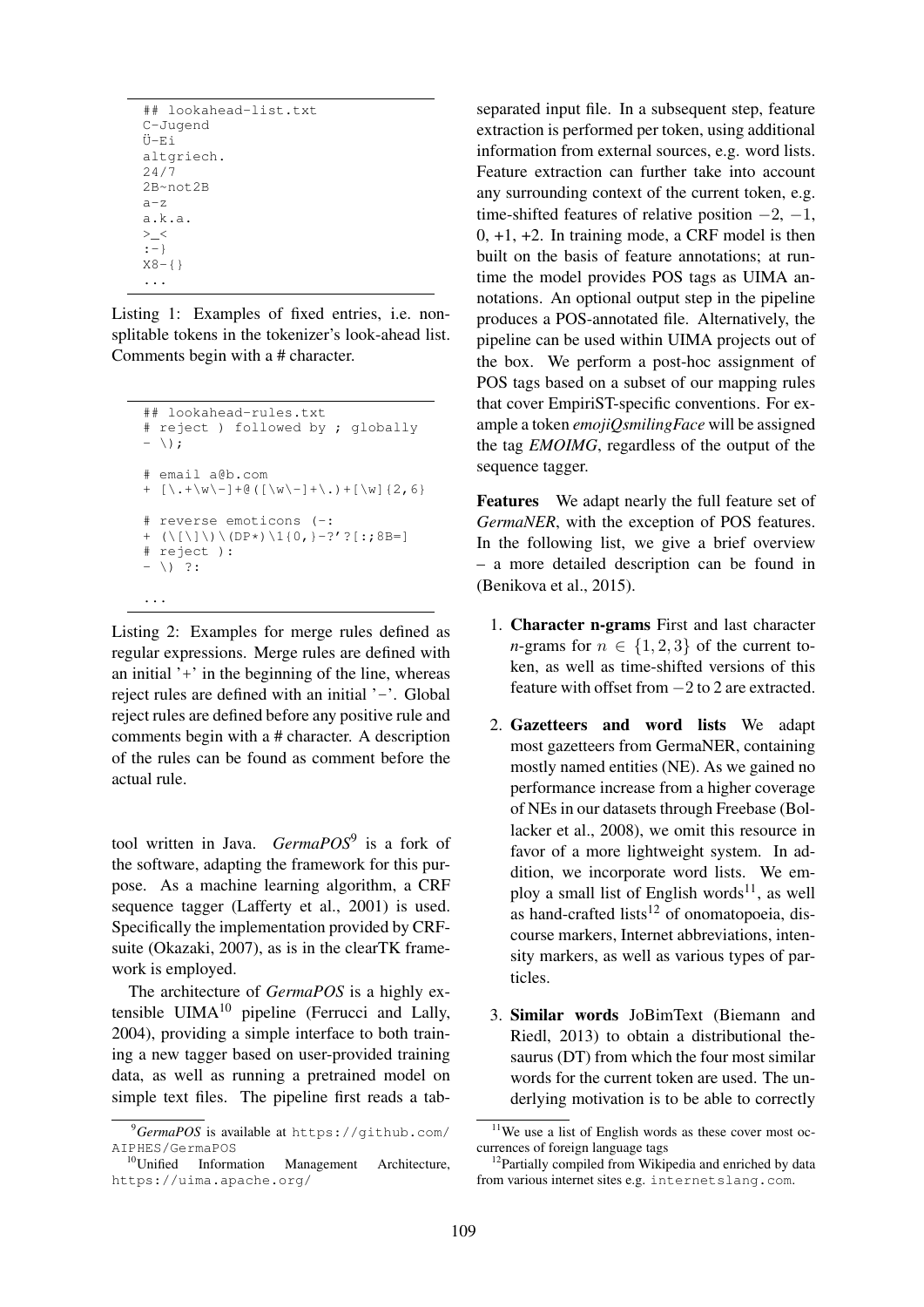```
## lookahead-list.txt
C-Jugend
Ü-Ei
altgriech.
24/7
2B~not2B
a-z
a.k.a.
>_<
:-}
X8-{}
...
```

Listing 1: Examples of fixed entries, i.e. non-splitable tokens in the tokenizer's look-ahead list. Comments begin with a # character.

```
## lookahead-rules.txt
# reject ) followed by ; globally
- \);

# email a@b.com
+ [\.+\w\-]+@([\w\-]+\.)+[\w]{2,6}

# reverse emoticons (-:
+ (\[\]\)\(DP*)\1{0,}-?'?[:;8B=]
# reject ):
- \) ?:

...
```

Listing 2: Examples for merge rules defined as regular expressions. Merge rules are defined with an initial '+' in the beginning of the line, whereas reject rules are defined with an initial '−'. Global reject rules are defined before any positive rule and comments begin with a # character. A description of the rules can be found as comment before the actual rule.

tool written in Java. *GermaPOS*[9] is a fork of the software, adapting the framework for this purpose. As a machine learning algorithm, a CRF sequence tagger (Lafferty et al., 2001) is used. Specifically the implementation provided by CRFsuite (Okazaki, 2007), as is in the clearTK framework is employed.

The architecture of *GermaPOS* is a highly extensible UIMA[10] pipeline (Ferrucci and Lally, 2004), providing a simple interface to both training a new tagger based on user-provided training data, as well as running a pretrained model on simple text files. The pipeline first reads a tab-separated input file. In a subsequent step, feature extraction is performed per token, using additional information from external sources, e.g. word lists. Feature extraction can further take into account any surrounding context of the current token, e.g. time-shifted features of relative position $-2$, $-1$, 0, +1, +2. In training mode, a CRF model is then built on the basis of feature annotations; at runtime the model provides POS tags as UIMA annotations. An optional output step in the pipeline produces a POS-annotated file. Alternatively, the pipeline can be used within UIMA projects out of the box. We perform a post-hoc assignment of POS tags based on a subset of our mapping rules that cover EmpiriST-specific conventions. For example a token *emojiQsmilingFace* will be assigned the tag *EMOIMG*, regardless of the output of the sequence tagger.

**Features** We adapt nearly the full feature set of *GermaNER*, with the exception of POS features. In the following list, we give a brief overview – a more detailed description can be found in (Benikova et al., 2015).

1. **Character n-grams** First and last character *n*-grams for $n \in \{1, 2, 3\}$ of the current token, as well as time-shifted versions of this feature with offset from $-2$ to 2 are extracted.

2. **Gazetteers and word lists** We adapt most gazetteers from GermaNER, containing mostly named entities (NE). As we gained no performance increase from a higher coverage of NEs in our datasets through Freebase (Bollacker et al., 2008), we omit this resource in favor of a more lightweight system. In addition, we incorporate word lists. We employ a small list of English words[11], as well as hand-crafted lists[12] of onomatopoeia, discourse markers, Internet abbreviations, intensity markers, as well as various types of particles.

3. **Similar words** JoBimText (Biemann and Riedl, 2013) to obtain a distributional thesaurus (DT) from which the four most similar words for the current token are used. The underlying motivation is to be able to correctly

[9] *GermaPOS* is available at https://github.com/AIPHES/GermaPOS

[10] Unified Information Management Architecture, https://uima.apache.org/

[11] We use a list of English words as these cover most occurrences of foreign language tags

[12] Partially compiled from Wikipedia and enriched by data from various internet sites e.g. internetslang.com.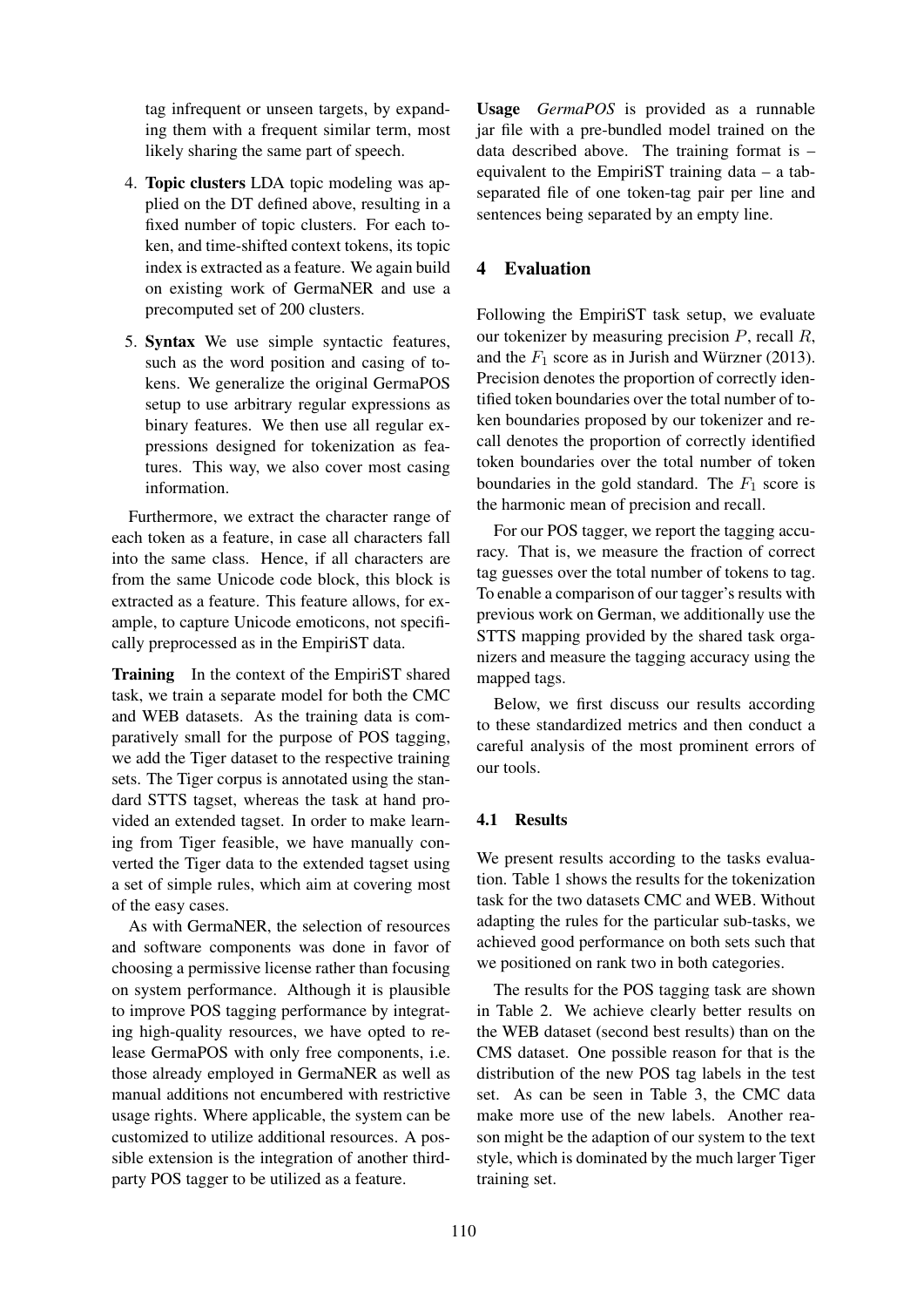tag infrequent or unseen targets, by expanding them with a frequent similar term, most likely sharing the same part of speech.

4. **Topic clusters** LDA topic modeling was applied on the DT defined above, resulting in a fixed number of topic clusters. For each token, and time-shifted context tokens, its topic index is extracted as a feature. We again build on existing work of GermaNER and use a precomputed set of 200 clusters.

5. **Syntax** We use simple syntactic features, such as the word position and casing of tokens. We generalize the original GermaPOS setup to use arbitrary regular expressions as binary features. We then use all regular expressions designed for tokenization as features. This way, we also cover most casing information.

Furthermore, we extract the character range of each token as a feature, in case all characters fall into the same class. Hence, if all characters are from the same Unicode code block, this block is extracted as a feature. This feature allows, for example, to capture Unicode emoticons, not specifically preprocessed as in the EmpiriST data.

**Training** In the context of the EmpiriST shared task, we train a separate model for both the CMC and WEB datasets. As the training data is comparatively small for the purpose of POS tagging, we add the Tiger dataset to the respective training sets. The Tiger corpus is annotated using the standard STTS tagset, whereas the task at hand provided an extended tagset. In order to make learning from Tiger feasible, we have manually converted the Tiger data to the extended tagset using a set of simple rules, which aim at covering most of the easy cases.

As with GermaNER, the selection of resources and software components was done in favor of choosing a permissive license rather than focusing on system performance. Although it is plausible to improve POS tagging performance by integrating high-quality resources, we have opted to release GermaPOS with only free components, i.e. those already employed in GermaNER as well as manual additions not encumbered with restrictive usage rights. Where applicable, the system can be customized to utilize additional resources. A possible extension is the integration of another third-party POS tagger to be utilized as a feature.

**Usage** *GermaPOS* is provided as a runnable jar file with a pre-bundled model trained on the data described above. The training format is – equivalent to the EmpiriST training data – a tab-separated file of one token-tag pair per line and sentences being separated by an empty line.

## 4 Evaluation

Following the EmpiriST task setup, we evaluate our tokenizer by measuring precision $P$, recall $R$, and the $F_1$ score as in Jurish and Würzner (2013). Precision denotes the proportion of correctly identified token boundaries over the total number of token boundaries proposed by our tokenizer and recall denotes the proportion of correctly identified token boundaries over the total number of token boundaries in the gold standard. The $F_1$ score is the harmonic mean of precision and recall.

For our POS tagger, we report the tagging accuracy. That is, we measure the fraction of correct tag guesses over the total number of tokens to tag. To enable a comparison of our tagger's results with previous work on German, we additionally use the STTS mapping provided by the shared task organizers and measure the tagging accuracy using the mapped tags.

Below, we first discuss our results according to these standardized metrics and then conduct a careful analysis of the most prominent errors of our tools.

### 4.1 Results

We present results according to the tasks evaluation. Table 1 shows the results for the tokenization task for the two datasets CMC and WEB. Without adapting the rules for the particular sub-tasks, we achieved good performance on both sets such that we positioned on rank two in both categories.

The results for the POS tagging task are shown in Table 2. We achieve clearly better results on the WEB dataset (second best results) than on the CMS dataset. One possible reason for that is the distribution of the new POS tag labels in the test set. As can be seen in Table 3, the CMC data make more use of the new labels. Another reason might be the adaption of our system to the text style, which is dominated by the much larger Tiger training set.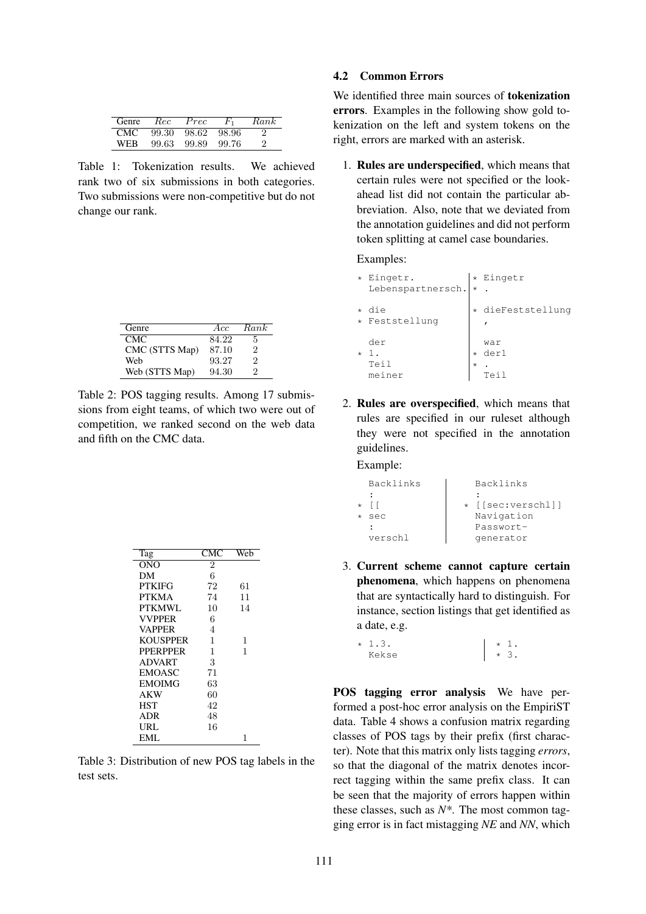| Genre | *Rec* | *Prec* | $F_1$ | *Rank* |
|---|---|---|---|---|
| CMC | 99.30 | 98.62 | 98.96 | 2 |
| WEB | 99.63 | 99.89 | 99.76 | 2 |

Table 1: Tokenization results. We achieved rank two of six submissions in both categories. Two submissions were non-competitive but do not change our rank.

| Genre | *Acc* | *Rank* |
|---|---|---|
| CMC | 84.22 | 5 |
| CMC (STTS Map) | 87.10 | 2 |
| Web | 93.27 | 2 |
| Web (STTS Map) | 94.30 | 2 |

Table 2: POS tagging results. Among 17 submissions from eight teams, of which two were out of competition, we ranked second on the web data and fifth on the CMC data.

| Tag | CMC | Web |
|---|---|---|
| ONO | 2 | |
| DM | 6 | |
| PTKIFG | 72 | 61 |
| PTKMA | 74 | 11 |
| PTKMWL | 10 | 14 |
| VVPPER | 6 | |
| VAPPER | 4 | |
| KOUSPPER | 1 | 1 |
| PPERPPER | 1 | 1 |
| ADVART | 3 | |
| EMOASC | 71 | |
| EMOIMG | 63 | |
| AKW | 60 | |
| HST | 42 | |
| ADR | 48 | |
| URL | 16 | |
| EML | | 1 |

Table 3: Distribution of new POS tag labels in the test sets.

### 4.2 Common Errors

We identified three main sources of **tokenization errors**. Examples in the following show gold tokenization on the left and system tokens on the right, errors are marked with an asterisk.

1. **Rules are underspecified**, which means that certain rules were not specified or the lookahead list did not contain the particular abbreviation. Also, note that we deviated from the annotation guidelines and did not perform token splitting at camel case boundaries.

   Examples:

   ```
   * Eingetr.             | * Eingetr
     Lebenspartnersch.    | * .

   * die                  | * dieFeststellung
   * Feststellung         |   ,

     der                  |   war
   * 1.                   | * der1
     Teil                 | * .
     meiner               |   Teil
   ```

2. **Rules are overspecified**, which means that rules are specified in our ruleset although they were not specified in the annotation guidelines.

   Example:

   ```
     Backlinks            |   Backlinks
     :                    |   :
   * [[                   | * [[sec:verschl]]
   * sec                  |   Navigation
     :                    |   Passwort-
     verschl              |   generator
   ```

3. **Current scheme cannot capture certain phenomena**, which happens on phenomena that are syntactically hard to distinguish. For instance, section listings that get identified as a date, e.g.

   ```
   * 1.3.                 | * 1.
     Kekse                | * 3.
   ```

**POS tagging error analysis** We have performed a post-hoc error analysis on the EmpiriST data. Table 4 shows a confusion matrix regarding classes of POS tags by their prefix (first character). Note that this matrix only lists tagging *errors*, so that the diagonal of the matrix denotes incorrect tagging within the same prefix class. It can be seen that the majority of errors happen within these classes, such as *N\**. The most common tagging error is in fact mistagging *NE* and *NN*, which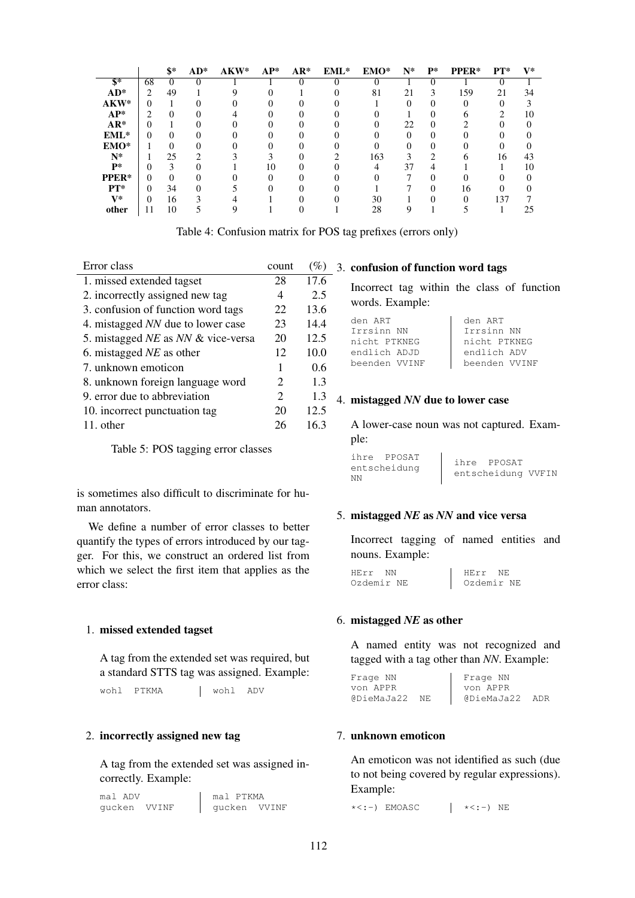|  | $* | AD* | AKW* | AP* | AR* | EML* | EMO* | N* | P* | PPER* | PT* | V* |
|---|---|---|---|---|---|---|---|---|---|---|---|---|
| **$*** | 68 | 0 | 0 | 1 | 1 | 0 | 0 | 0 | 1 | 0 | 1 | 0 | 1 |
| **AD*** | 2 | 49 | 1 | 9 | 0 | 1 | 0 | 81 | 21 | 3 | 159 | 21 | 34 |
| **AKW*** | 0 | 1 | 0 | 0 | 0 | 0 | 0 | 1 | 0 | 0 | 0 | 0 | 3 |
| **AP*** | 2 | 0 | 0 | 4 | 0 | 0 | 0 | 0 | 1 | 0 | 6 | 2 | 10 |
| **AR*** | 0 | 1 | 0 | 0 | 0 | 0 | 0 | 0 | 22 | 0 | 2 | 0 | 0 |
| **EML*** | 0 | 0 | 0 | 0 | 0 | 0 | 0 | 0 | 0 | 0 | 0 | 0 | 0 |
| **EMO*** | 1 | 0 | 0 | 0 | 0 | 0 | 0 | 0 | 0 | 0 | 0 | 0 | 0 |
| **N*** | 1 | 25 | 2 | 3 | 3 | 0 | 2 | 163 | 3 | 2 | 6 | 16 | 43 |
| **P*** | 0 | 3 | 0 | 1 | 10 | 0 | 0 | 4 | 37 | 4 | 1 | 1 | 10 |
| **PPER*** | 0 | 0 | 0 | 0 | 0 | 0 | 0 | 0 | 7 | 0 | 0 | 0 | 0 |
| **PT*** | 0 | 34 | 0 | 5 | 0 | 0 | 0 | 1 | 7 | 0 | 16 | 0 | 0 |
| **V*** | 0 | 16 | 3 | 4 | 1 | 0 | 0 | 30 | 1 | 0 | 0 | 137 | 7 |
| **other** | 11 | 10 | 5 | 9 | 1 | 0 | 1 | 28 | 9 | 1 | 5 | 1 | 25 |

Table 4: Confusion matrix for POS tag prefixes (errors only)

| Error class | count | (%) |
|---|---|---|
| 1. missed extended tagset | 28 | 17.6 |
| 2. incorrectly assigned new tag | 4 | 2.5 |
| 3. confusion of function word tags | 22 | 13.6 |
| 4. mistagged *NN* due to lower case | 23 | 14.4 |
| 5. mistagged *NE* as *NN* & vice-versa | 20 | 12.5 |
| 6. mistagged *NE* as other | 12 | 10.0 |
| 7. unknown emoticon | 1 | 0.6 |
| 8. unknown foreign language word | 2 | 1.3 |
| 9. error due to abbreviation | 2 | 1.3 |
| 10. incorrect punctuation tag | 20 | 12.5 |
| 11. other | 26 | 16.3 |

Table 5: POS tagging error classes

is sometimes also difficult to discriminate for human annotators.

We define a number of error classes to better quantify the types of errors introduced by our tagger. For this, we construct an ordered list from which we select the first item that applies as the error class:

1. **missed extended tagset**

   A tag from the extended set was required, but a standard STTS tag was assigned. Example:

   | | |
   |---|---|
   | wohl PTKMA | wohl ADV |

2. **incorrectly assigned new tag**

   A tag from the extended set was assigned incorrectly. Example:

   | | |
   |---|---|
   | mal ADV<br>gucken VVINF | mal PTKMA<br>gucken VVINF |

3. **confusion of function word tags**

   Incorrect tag within the class of function words. Example:

   | | |
   |---|---|
   | den ART<br>Irrsinn NN<br>nicht PTKNEG<br>endlich ADJD<br>beenden VVINF | den ART<br>Irrsinn NN<br>nicht PTKNEG<br>endlich ADV<br>beenden VVINF |

4. **mistagged *NN* due to lower case**

   A lower-case noun was not captured. Example:

   | | |
   |---|---|
   | ihre PPOSAT<br>entscheidung NN | ihre PPOSAT<br>entscheidung VVFIN |

5. **mistagged *NE* as *NN* and vice versa**

   Incorrect tagging of named entities and nouns. Example:

   | | |
   |---|---|
   | HErr NN<br>Ozdemir NE | HErr NE<br>Ozdemir NE |

6. **mistagged *NE* as other**

   A named entity was not recognized and tagged with a tag other than *NN*. Example:

   | | |
   |---|---|
   | Frage NN<br>von APPR<br>@DieMaJa22 NE | Frage NN<br>von APPR<br>@DieMaJa22 ADR |

7. **unknown emoticon**

   An emoticon was not identified as such (due to not being covered by regular expressions). Example:

   | | |
   |---|---|
   | *<:-) EMOASC | *<:-) NE |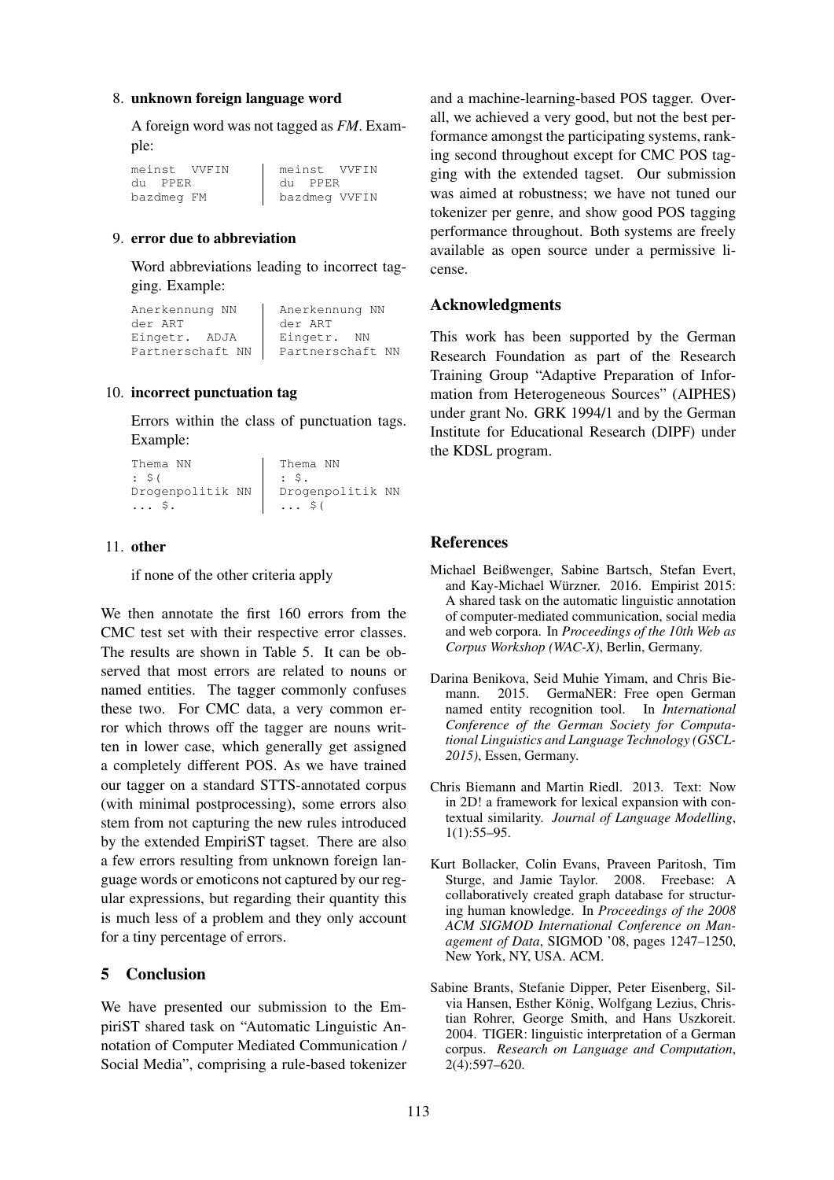8. **unknown foreign language word**

   A foreign word was not tagged as *FM*. Example:

| | |
|---|---|
| meinst VVFIN | meinst VVFIN |
| du PPER | du PPER |
| bazdmeg FM | bazdmeg VVFIN |

9. **error due to abbreviation**

   Word abbreviations leading to incorrect tagging. Example:

| | |
|---|---|
| Anerkennung NN | Anerkennung NN |
| der ART | der ART |
| Eingetr. ADJA | Eingetr. NN |
| Partnerschaft NN | Partnerschaft NN |

10. **incorrect punctuation tag**

    Errors within the class of punctuation tags. Example:

| | |
|---|---|
| Thema NN | Thema NN |
| : $( | : $. |
| Drogenpolitik NN | Drogenpolitik NN |
| ... $. | ... $( |

11. **other**

    if none of the other criteria apply

We then annotate the first 160 errors from the CMC test set with their respective error classes. The results are shown in Table 5. It can be observed that most errors are related to nouns or named entities. The tagger commonly confuses these two. For CMC data, a very common error which throws off the tagger are nouns written in lower case, which generally get assigned a completely different POS. As we have trained our tagger on a standard STTS-annotated corpus (with minimal postprocessing), some errors also stem from not capturing the new rules introduced by the extended EmpiriST tagset. There are also a few errors resulting from unknown foreign language words or emoticons not captured by our regular expressions, but regarding their quantity this is much less of a problem and they only account for a tiny percentage of errors.

## 5 Conclusion

We have presented our submission to the EmpiriST shared task on "Automatic Linguistic Annotation of Computer Mediated Communication / Social Media", comprising a rule-based tokenizer and a machine-learning-based POS tagger. Overall, we achieved a very good, but not the best performance amongst the participating systems, ranking second throughout except for CMC POS tagging with the extended tagset. Our submission was aimed at robustness; we have not tuned our tokenizer per genre, and show good POS tagging performance throughout. Both systems are freely available as open source under a permissive license.

## Acknowledgments

This work has been supported by the German Research Foundation as part of the Research Training Group "Adaptive Preparation of Information from Heterogeneous Sources" (AIPHES) under grant No. GRK 1994/1 and by the German Institute for Educational Research (DIPF) under the KDSL program.

## References

Michael Beißwenger, Sabine Bartsch, Stefan Evert, and Kay-Michael Würzner. 2016. Empirist 2015: A shared task on the automatic linguistic annotation of computer-mediated communication, social media and web corpora. In *Proceedings of the 10th Web as Corpus Workshop (WAC-X)*, Berlin, Germany.

Darina Benikova, Seid Muhie Yimam, and Chris Biemann. 2015. GermaNER: Free open German named entity recognition tool. In *International Conference of the German Society for Computational Linguistics and Language Technology (GSCL-2015)*, Essen, Germany.

Chris Biemann and Martin Riedl. 2013. Text: Now in 2D! a framework for lexical expansion with contextual similarity. *Journal of Language Modelling*, 1(1):55–95.

Kurt Bollacker, Colin Evans, Praveen Paritosh, Tim Sturge, and Jamie Taylor. 2008. Freebase: A collaboratively created graph database for structuring human knowledge. In *Proceedings of the 2008 ACM SIGMOD International Conference on Management of Data*, SIGMOD '08, pages 1247–1250, New York, NY, USA. ACM.

Sabine Brants, Stefanie Dipper, Peter Eisenberg, Silvia Hansen, Esther König, Wolfgang Lezius, Christian Rohrer, George Smith, and Hans Uszkoreit. 2004. TIGER: linguistic interpretation of a German corpus. *Research on Language and Computation*, 2(4):597–620.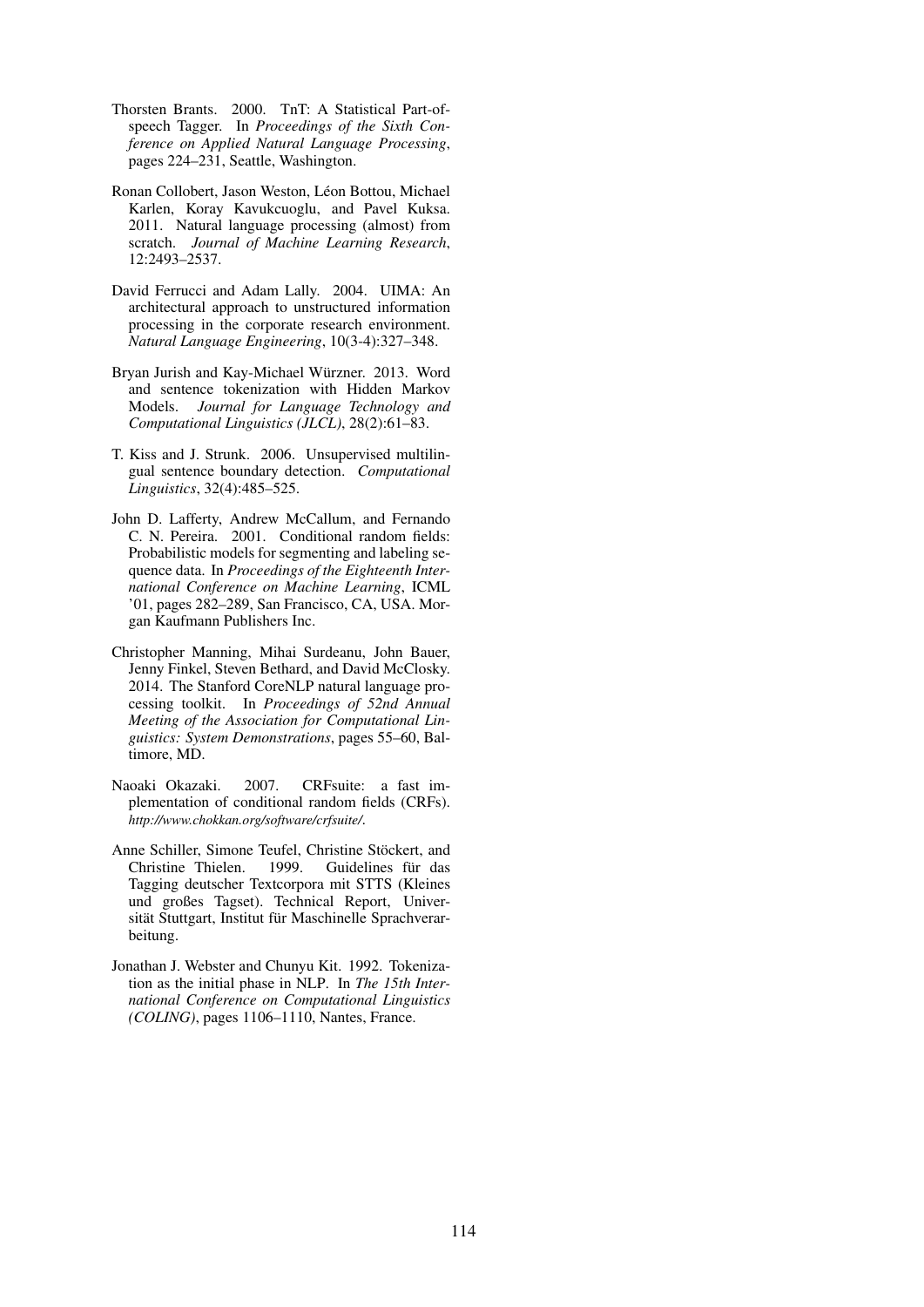Thorsten Brants. 2000. TnT: A Statistical Part-of-speech Tagger. In *Proceedings of the Sixth Conference on Applied Natural Language Processing*, pages 224–231, Seattle, Washington.

Ronan Collobert, Jason Weston, Léon Bottou, Michael Karlen, Koray Kavukcuoglu, and Pavel Kuksa. 2011. Natural language processing (almost) from scratch. *Journal of Machine Learning Research*, 12:2493–2537.

David Ferrucci and Adam Lally. 2004. UIMA: An architectural approach to unstructured information processing in the corporate research environment. *Natural Language Engineering*, 10(3-4):327–348.

Bryan Jurish and Kay-Michael Würzner. 2013. Word and sentence tokenization with Hidden Markov Models. *Journal for Language Technology and Computational Linguistics (JLCL)*, 28(2):61–83.

T. Kiss and J. Strunk. 2006. Unsupervised multilingual sentence boundary detection. *Computational Linguistics*, 32(4):485–525.

John D. Lafferty, Andrew McCallum, and Fernando C. N. Pereira. 2001. Conditional random fields: Probabilistic models for segmenting and labeling sequence data. In *Proceedings of the Eighteenth International Conference on Machine Learning*, ICML '01, pages 282–289, San Francisco, CA, USA. Morgan Kaufmann Publishers Inc.

Christopher Manning, Mihai Surdeanu, John Bauer, Jenny Finkel, Steven Bethard, and David McClosky. 2014. The Stanford CoreNLP natural language processing toolkit. In *Proceedings of 52nd Annual Meeting of the Association for Computational Linguistics: System Demonstrations*, pages 55–60, Baltimore, MD.

Naoaki Okazaki. 2007. CRFsuite: a fast implementation of conditional random fields (CRFs). *http://www.chokkan.org/software/crfsuite/*.

Anne Schiller, Simone Teufel, Christine Stöckert, and Christine Thielen. 1999. Guidelines für das Tagging deutscher Textcorpora mit STTS (Kleines und großes Tagset). Technical Report, Universität Stuttgart, Institut für Maschinelle Sprachverarbeitung.

Jonathan J. Webster and Chunyu Kit. 1992. Tokenization as the initial phase in NLP. In *The 15th International Conference on Computational Linguistics (COLING)*, pages 1106–1110, Nantes, France.